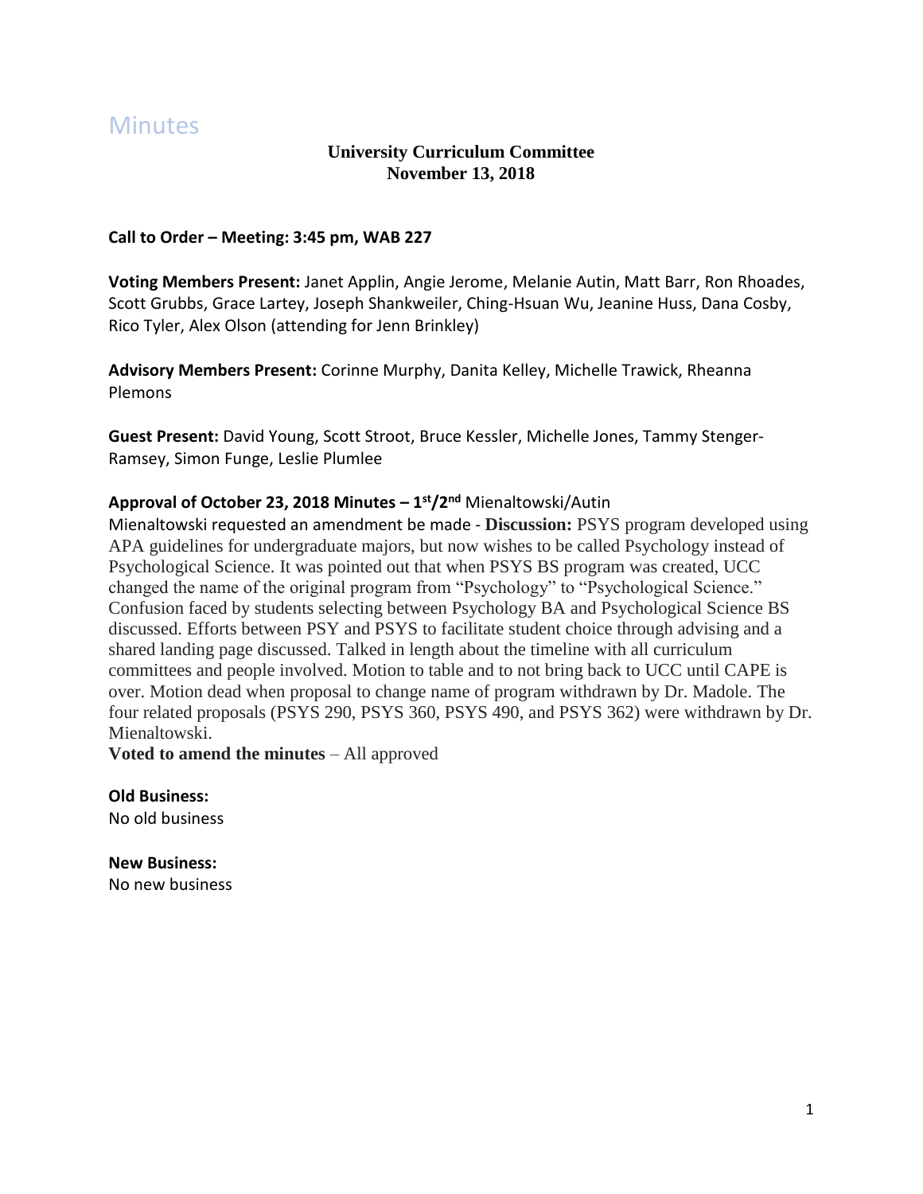# Minutes

**University Curriculum Committee**
**November 13, 2018**

**Call to Order – Meeting: 3:45 pm, WAB 227**

**Voting Members Present:** Janet Applin, Angie Jerome, Melanie Autin, Matt Barr, Ron Rhoades, Scott Grubbs, Grace Lartey, Joseph Shankweiler, Ching-Hsuan Wu, Jeanine Huss, Dana Cosby, Rico Tyler, Alex Olson (attending for Jenn Brinkley)

**Advisory Members Present:** Corinne Murphy, Danita Kelley, Michelle Trawick, Rheanna Plemons

**Guest Present:** David Young, Scott Stroot, Bruce Kessler, Michelle Jones, Tammy Stenger-Ramsey, Simon Funge, Leslie Plumlee

**Approval of October 23, 2018 Minutes – 1st/2nd** Mienaltowski/Autin

Mienaltowski requested an amendment be made - **Discussion:** PSYS program developed using APA guidelines for undergraduate majors, but now wishes to be called Psychology instead of Psychological Science. It was pointed out that when PSYS BS program was created, UCC changed the name of the original program from "Psychology" to "Psychological Science." Confusion faced by students selecting between Psychology BA and Psychological Science BS discussed. Efforts between PSY and PSYS to facilitate student choice through advising and a shared landing page discussed. Talked in length about the timeline with all curriculum committees and people involved. Motion to table and to not bring back to UCC until CAPE is over. Motion dead when proposal to change name of program withdrawn by Dr. Madole. The four related proposals (PSYS 290, PSYS 360, PSYS 490, and PSYS 362) were withdrawn by Dr. Mienaltowski.

**Voted to amend the minutes** – All approved

**Old Business:**

No old business

**New Business:**

No new business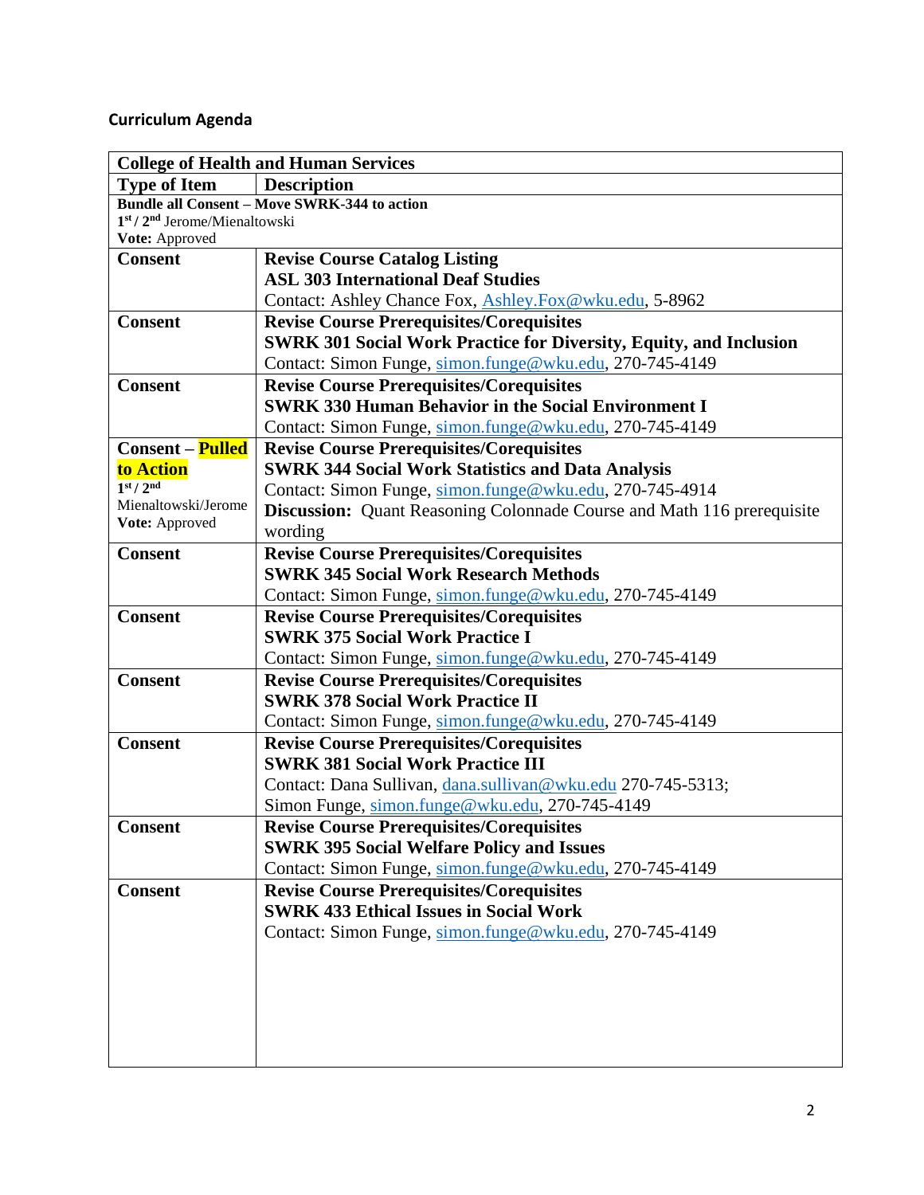**Curriculum Agenda**

| College of Health and Human Services | |
|---|---|
| **Type of Item** | **Description** |
| **Bundle all Consent – Move SWRK-344 to action**<br>**1st / 2nd** Jerome/Mienaltowski<br>**Vote:** Approved | |
| **Consent** | **Revise Course Catalog Listing**<br>**ASL 303 International Deaf Studies**<br>Contact: Ashley Chance Fox, Ashley.Fox@wku.edu, 5-8962 |
| **Consent** | **Revise Course Prerequisites/Corequisites**<br>**SWRK 301 Social Work Practice for Diversity, Equity, and Inclusion**<br>Contact: Simon Funge, simon.funge@wku.edu, 270-745-4149 |
| **Consent** | **Revise Course Prerequisites/Corequisites**<br>**SWRK 330 Human Behavior in the Social Environment I**<br>Contact: Simon Funge, simon.funge@wku.edu, 270-745-4149 |
| **Consent – Pulled to Action**<br>**1st / 2nd**<br>Mienaltowski/Jerome<br>**Vote:** Approved | **Revise Course Prerequisites/Corequisites**<br>**SWRK 344 Social Work Statistics and Data Analysis**<br>Contact: Simon Funge, simon.funge@wku.edu, 270-745-4914<br>**Discussion:** Quant Reasoning Colonnade Course and Math 116 prerequisite wording |
| **Consent** | **Revise Course Prerequisites/Corequisites**<br>**SWRK 345 Social Work Research Methods**<br>Contact: Simon Funge, simon.funge@wku.edu, 270-745-4149 |
| **Consent** | **Revise Course Prerequisites/Corequisites**<br>**SWRK 375 Social Work Practice I**<br>Contact: Simon Funge, simon.funge@wku.edu, 270-745-4149 |
| **Consent** | **Revise Course Prerequisites/Corequisites**<br>**SWRK 378 Social Work Practice II**<br>Contact: Simon Funge, simon.funge@wku.edu, 270-745-4149 |
| **Consent** | **Revise Course Prerequisites/Corequisites**<br>**SWRK 381 Social Work Practice III**<br>Contact: Dana Sullivan, dana.sullivan@wku.edu 270-745-5313;<br>Simon Funge, simon.funge@wku.edu, 270-745-4149 |
| **Consent** | **Revise Course Prerequisites/Corequisites**<br>**SWRK 395 Social Welfare Policy and Issues**<br>Contact: Simon Funge, simon.funge@wku.edu, 270-745-4149 |
| **Consent** | **Revise Course Prerequisites/Corequisites**<br>**SWRK 433 Ethical Issues in Social Work**<br>Contact: Simon Funge, simon.funge@wku.edu, 270-745-4149 |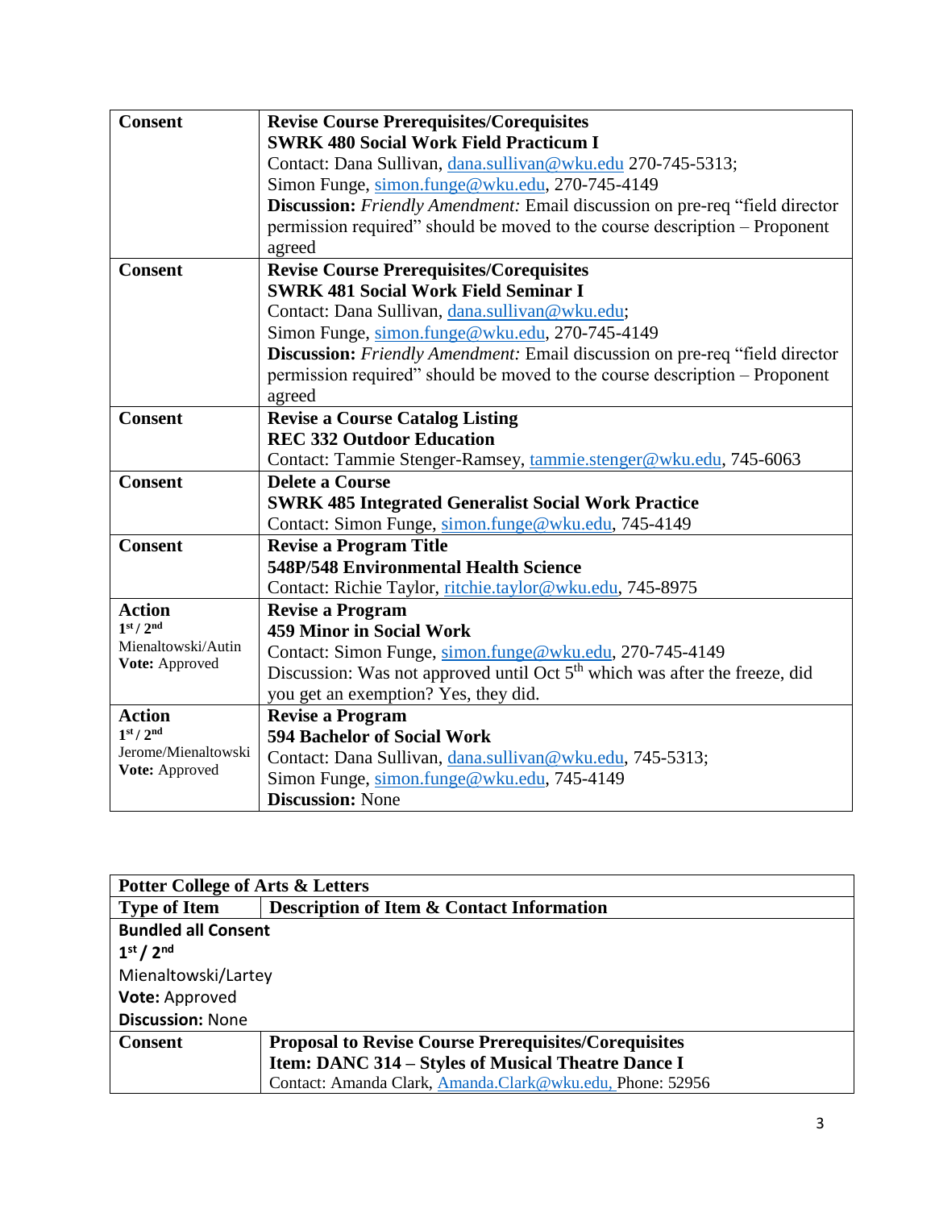| | |
|---|---|
| **Consent** | **Revise Course Prerequisites/Corequisites**<br>**SWRK 480 Social Work Field Practicum I**<br>Contact: Dana Sullivan, dana.sullivan@wku.edu 270-745-5313;<br>Simon Funge, simon.funge@wku.edu, 270-745-4149<br>**Discussion:** *Friendly Amendment:* Email discussion on pre-req "field director permission required" should be moved to the course description – Proponent agreed |
| **Consent** | **Revise Course Prerequisites/Corequisites**<br>**SWRK 481 Social Work Field Seminar I**<br>Contact: Dana Sullivan, dana.sullivan@wku.edu;<br>Simon Funge, simon.funge@wku.edu, 270-745-4149<br>**Discussion:** *Friendly Amendment:* Email discussion on pre-req "field director permission required" should be moved to the course description – Proponent agreed |
| **Consent** | **Revise a Course Catalog Listing**<br>**REC 332 Outdoor Education**<br>Contact: Tammie Stenger-Ramsey, tammie.stenger@wku.edu, 745-6063 |
| **Consent** | **Delete a Course**<br>**SWRK 485 Integrated Generalist Social Work Practice**<br>Contact: Simon Funge, simon.funge@wku.edu, 745-4149 |
| **Consent** | **Revise a Program Title**<br>**548P/548 Environmental Health Science**<br>Contact: Richie Taylor, ritchie.taylor@wku.edu, 745-8975 |
| **Action**<br>**1st / 2nd**<br>Mienaltowski/Autin<br>**Vote:** Approved | **Revise a Program**<br>**459 Minor in Social Work**<br>Contact: Simon Funge, simon.funge@wku.edu, 270-745-4149<br>Discussion: Was not approved until Oct 5th which was after the freeze, did you get an exemption? Yes, they did. |
| **Action**<br>**1st / 2nd**<br>Jerome/Mienaltowski<br>**Vote:** Approved | **Revise a Program**<br>**594 Bachelor of Social Work**<br>Contact: Dana Sullivan, dana.sullivan@wku.edu, 745-5313;<br>Simon Funge, simon.funge@wku.edu, 745-4149<br>**Discussion:** None |

| **Potter College of Arts & Letters** | |
|---|---|
| **Type of Item** | **Description of Item & Contact Information** |
| **Bundled all Consent**<br>**1st / 2nd**<br>Mienaltowski/Lartey<br>**Vote:** Approved<br>**Discussion:** None | |
| **Consent** | **Proposal to Revise Course Prerequisites/Corequisites**<br>**Item: DANC 314 – Styles of Musical Theatre Dance I**<br>Contact: Amanda Clark, Amanda.Clark@wku.edu, Phone: 52956 |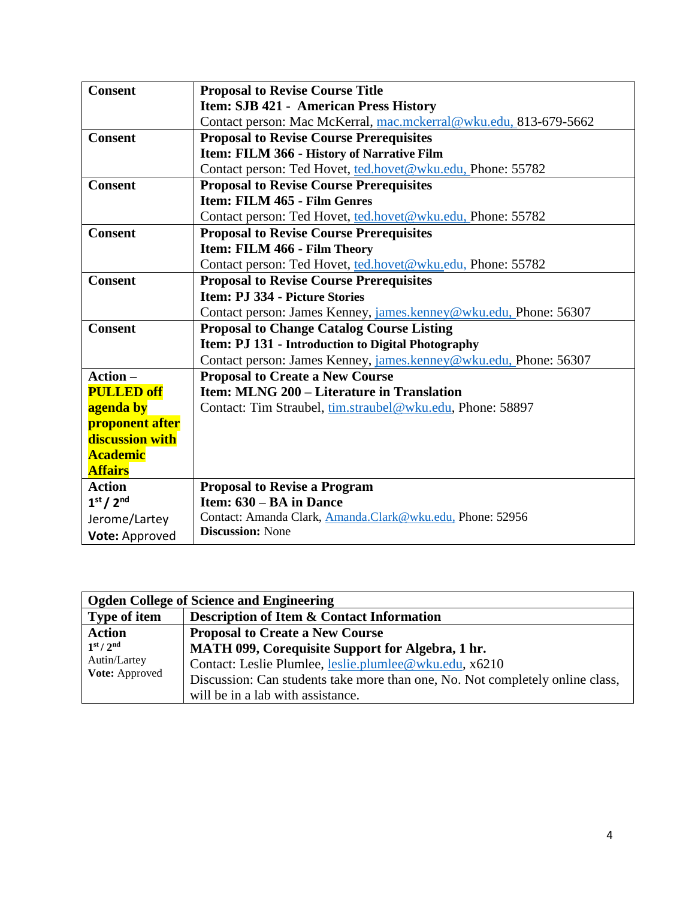| | |
|---|---|
| **Consent** | **Proposal to Revise Course Title**<br>**Item: SJB 421 - American Press History**<br>Contact person: Mac McKerral, mac.mckerral@wku.edu, 813-679-5662 |
| **Consent** | **Proposal to Revise Course Prerequisites**<br>**Item: FILM 366 - History of Narrative Film**<br>Contact person: Ted Hovet, ted.hovet@wku.edu, Phone: 55782 |
| **Consent** | **Proposal to Revise Course Prerequisites**<br>**Item: FILM 465 - Film Genres**<br>Contact person: Ted Hovet, ted.hovet@wku.edu, Phone: 55782 |
| **Consent** | **Proposal to Revise Course Prerequisites**<br>**Item: FILM 466 - Film Theory**<br>Contact person: Ted Hovet, ted.hovet@wku.edu, Phone: 55782 |
| **Consent** | **Proposal to Revise Course Prerequisites**<br>**Item: PJ 334 - Picture Stories**<br>Contact person: James Kenney, james.kenney@wku.edu, Phone: 56307 |
| **Consent** | **Proposal to Change Catalog Course Listing**<br>**Item: PJ 131 - Introduction to Digital Photography**<br>Contact person: James Kenney, james.kenney@wku.edu, Phone: 56307 |
| **Action – PULLED off agenda by proponent after discussion with Academic Affairs** | **Proposal to Create a New Course**<br>**Item: MLNG 200 – Literature in Translation**<br>Contact: Tim Straubel, tim.straubel@wku.edu, Phone: 58897 |
| **Action**<br>**1st / 2nd**<br>Jerome/Lartey<br>**Vote:** Approved | **Proposal to Revise a Program**<br>**Item: 630 – BA in Dance**<br>Contact: Amanda Clark, Amanda.Clark@wku.edu, Phone: 52956<br>**Discussion:** None |

| **Ogden College of Science and Engineering** | |
|---|---|
| **Type of item** | **Description of Item & Contact Information** |
| **Action**<br>**1st / 2nd**<br>Autin/Lartey<br>**Vote:** Approved | **Proposal to Create a New Course**<br>**MATH 099, Corequisite Support for Algebra, 1 hr.**<br>Contact: Leslie Plumlee, leslie.plumlee@wku.edu, x6210<br>Discussion: Can students take more than one, No. Not completely online class, will be in a lab with assistance. |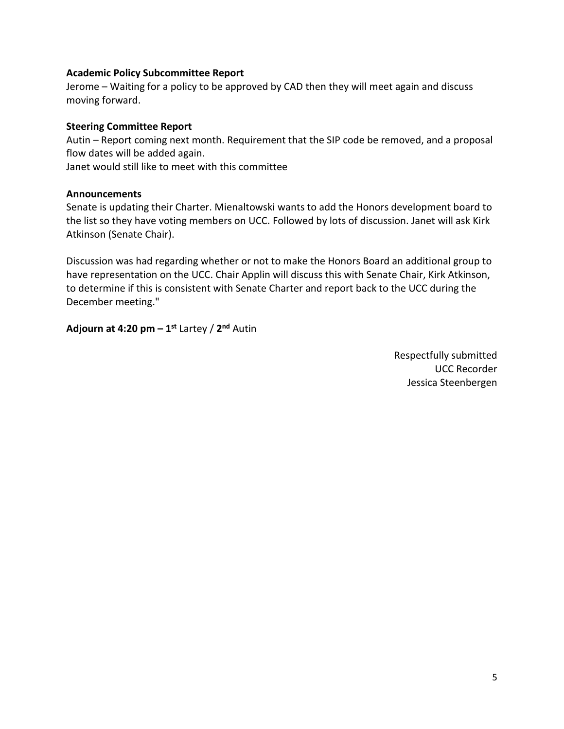**Academic Policy Subcommittee Report**

Jerome – Waiting for a policy to be approved by CAD then they will meet again and discuss moving forward.

**Steering Committee Report**

Autin – Report coming next month. Requirement that the SIP code be removed, and a proposal flow dates will be added again.

Janet would still like to meet with this committee

**Announcements**

Senate is updating their Charter. Mienaltowski wants to add the Honors development board to the list so they have voting members on UCC. Followed by lots of discussion. Janet will ask Kirk Atkinson (Senate Chair).

Discussion was had regarding whether or not to make the Honors Board an additional group to have representation on the UCC. Chair Applin will discuss this with Senate Chair, Kirk Atkinson, to determine if this is consistent with Senate Charter and report back to the UCC during the December meeting."

**Adjourn at 4:20 pm – 1st** Lartey / **2nd** Autin

Respectfully submitted
UCC Recorder
Jessica Steenbergen